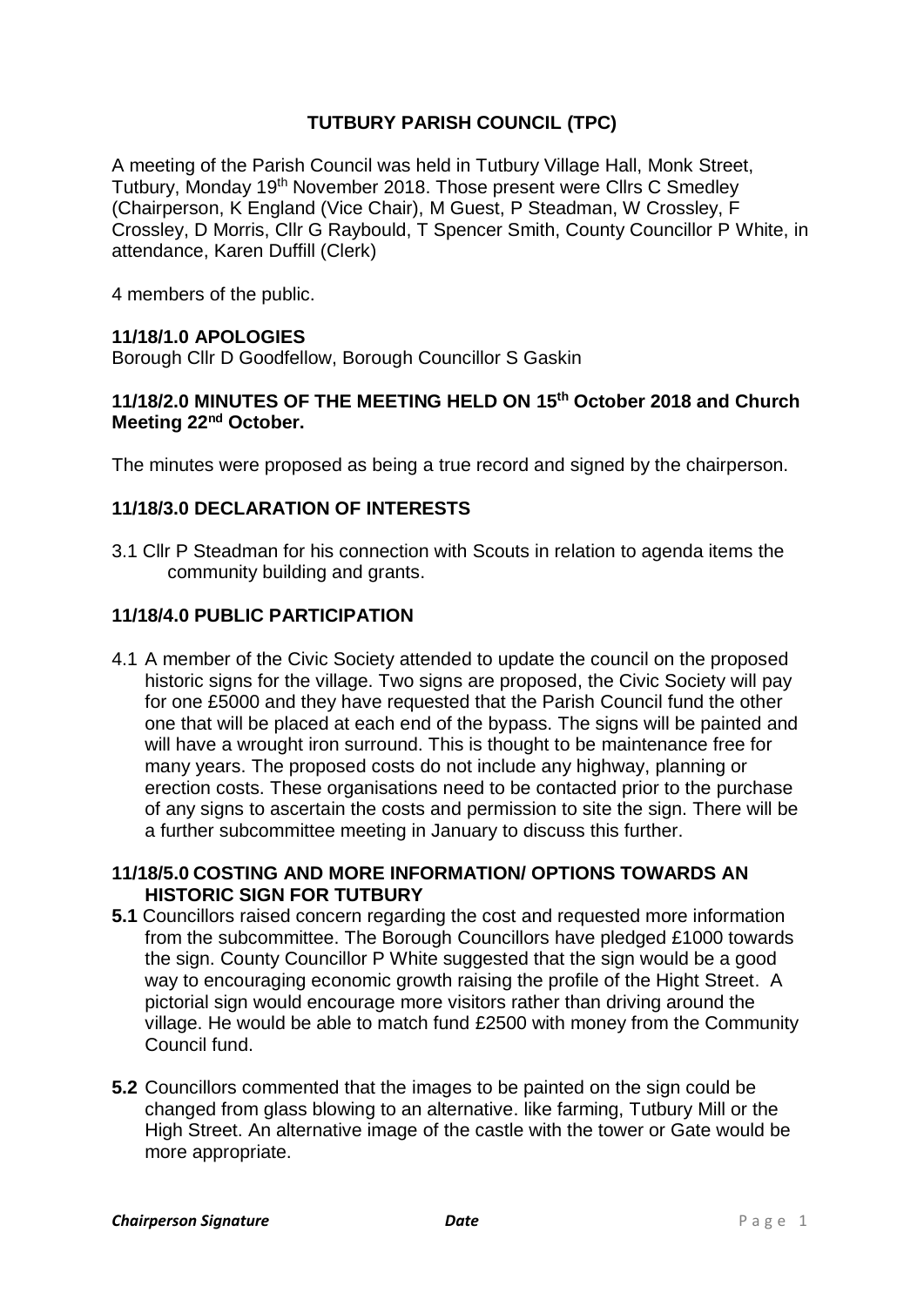# TUTBURY PARISH COUNCIL (TPC)

A meeting of the Parish Council was held in Tutbury Village Hall, Monk Street, Tutbury, Monday 19th November 2018. Those present were Cllrs C Smedley (Chairperson, K England (Vice Chair), M Guest, P Steadman, W Crossley, F Crossley, D Morris, Cllr G Raybould, T Spencer Smith, County Councillor P White, in attendance, Karen Duffill (Clerk)

4 members of the public.

### 11/18/1.0 APOLOGIES

Borough Cllr D Goodfellow, Borough Councillor S Gaskin

### 11/18/2.0 MINUTES OF THE MEETING HELD ON 15th October 2018 and Church Meeting 22nd October.

The minutes were proposed as being a true record and signed by the chairperson.

### 11/18/3.0 DECLARATION OF INTERESTS

3.1 Cllr P Steadman for his connection with Scouts in relation to agenda items the community building and grants.

### 11/18/4.0 PUBLIC PARTICIPATION

4.1 A member of the Civic Society attended to update the council on the proposed historic signs for the village. Two signs are proposed, the Civic Society will pay for one £5000 and they have requested that the Parish Council fund the other one that will be placed at each end of the bypass. The signs will be painted and will have a wrought iron surround. This is thought to be maintenance free for many years. The proposed costs do not include any highway, planning or erection costs. These organisations need to be contacted prior to the purchase of any signs to ascertain the costs and permission to site the sign. There will be a further subcommittee meeting in January to discuss this further.

### 11/18/5.0 COSTING AND MORE INFORMATION/ OPTIONS TOWARDS AN HISTORIC SIGN FOR TUTBURY

**5.1** Councillors raised concern regarding the cost and requested more information from the subcommittee. The Borough Councillors have pledged £1000 towards the sign. County Councillor P White suggested that the sign would be a good way to encouraging economic growth raising the profile of the Hight Street. A pictorial sign would encourage more visitors rather than driving around the village. He would be able to match fund £2500 with money from the Community Council fund.

**5.2** Councillors commented that the images to be painted on the sign could be changed from glass blowing to an alternative. like farming, Tutbury Mill or the High Street. An alternative image of the castle with the tower or Gate would be more appropriate.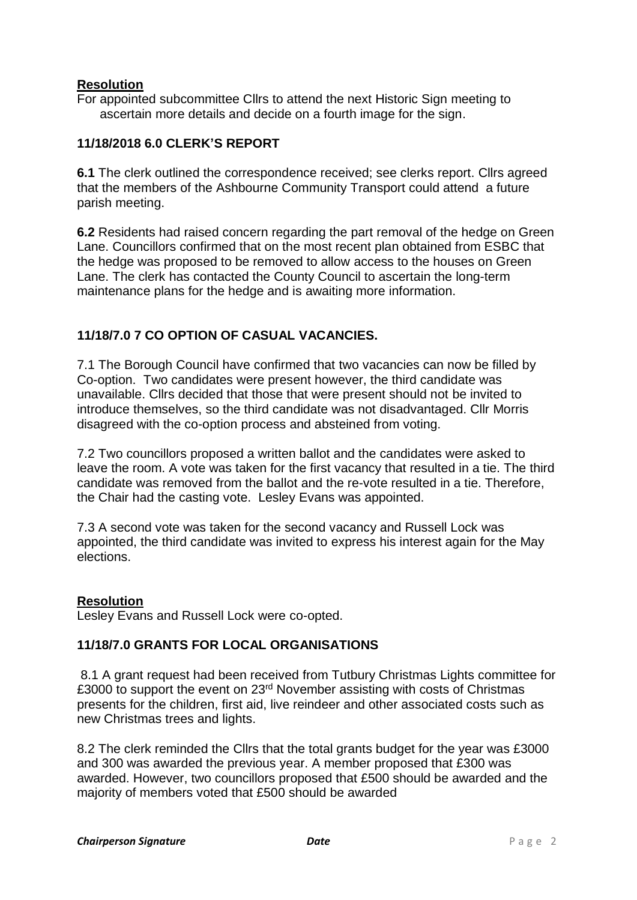**Resolution**

For appointed subcommittee Cllrs to attend the next Historic Sign meeting to ascertain more details and decide on a fourth image for the sign.

### 11/18/2018 6.0 CLERK'S REPORT

**6.1** The clerk outlined the correspondence received; see clerks report. Cllrs agreed that the members of the Ashbourne Community Transport could attend a future parish meeting.

**6.2** Residents had raised concern regarding the part removal of the hedge on Green Lane. Councillors confirmed that on the most recent plan obtained from ESBC that the hedge was proposed to be removed to allow access to the houses on Green Lane. The clerk has contacted the County Council to ascertain the long-term maintenance plans for the hedge and is awaiting more information.

### 11/18/7.0 7 CO OPTION OF CASUAL VACANCIES.

7.1 The Borough Council have confirmed that two vacancies can now be filled by Co-option. Two candidates were present however, the third candidate was unavailable. Cllrs decided that those that were present should not be invited to introduce themselves, so the third candidate was not disadvantaged. Cllr Morris disagreed with the co-option process and absteined from voting.

7.2 Two councillors proposed a written ballot and the candidates were asked to leave the room. A vote was taken for the first vacancy that resulted in a tie. The third candidate was removed from the ballot and the re-vote resulted in a tie. Therefore, the Chair had the casting vote. Lesley Evans was appointed.

7.3 A second vote was taken for the second vacancy and Russell Lock was appointed, the third candidate was invited to express his interest again for the May elections.

**Resolution**

Lesley Evans and Russell Lock were co-opted.

### 11/18/7.0 GRANTS FOR LOCAL ORGANISATIONS

8.1 A grant request had been received from Tutbury Christmas Lights committee for £3000 to support the event on 23rd November assisting with costs of Christmas presents for the children, first aid, live reindeer and other associated costs such as new Christmas trees and lights.

8.2 The clerk reminded the Cllrs that the total grants budget for the year was £3000 and 300 was awarded the previous year. A member proposed that £300 was awarded. However, two councillors proposed that £500 should be awarded and the majority of members voted that £500 should be awarded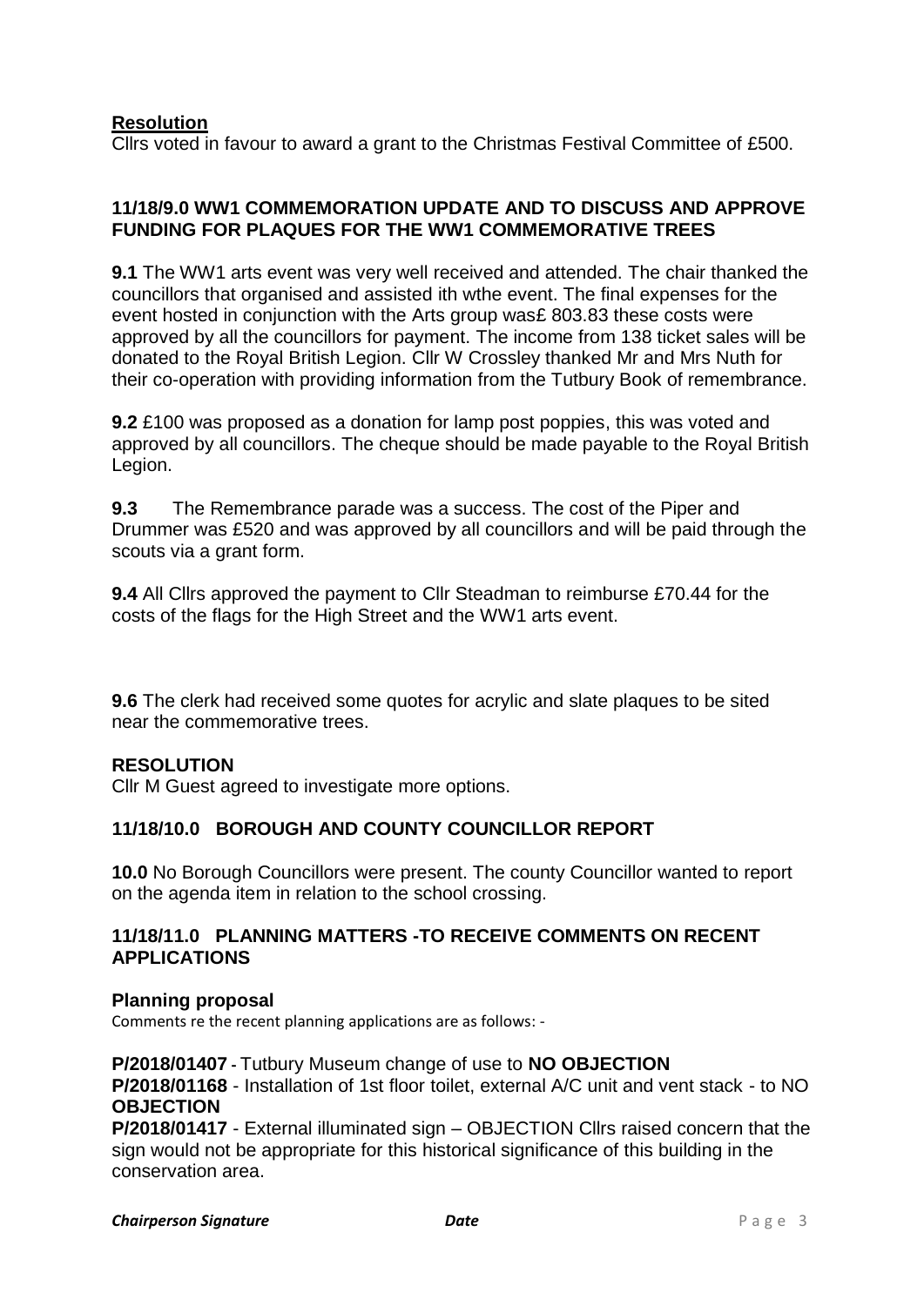**Resolution**

Cllrs voted in favour to award a grant to the Christmas Festival Committee of £500.

### 11/18/9.0 WW1 COMMEMORATION UPDATE AND TO DISCUSS AND APPROVE FUNDING FOR PLAQUES FOR THE WW1 COMMEMORATIVE TREES

**9.1** The WW1 arts event was very well received and attended. The chair thanked the councillors that organised and assisted ith wthe event. The final expenses for the event hosted in conjunction with the Arts group was£ 803.83 these costs were approved by all the councillors for payment. The income from 138 ticket sales will be donated to the Royal British Legion. Cllr W Crossley thanked Mr and Mrs Nuth for their co-operation with providing information from the Tutbury Book of remembrance.

**9.2** £100 was proposed as a donation for lamp post poppies, this was voted and approved by all councillors. The cheque should be made payable to the Royal British Legion.

**9.3** The Remembrance parade was a success. The cost of the Piper and Drummer was £520 and was approved by all councillors and will be paid through the scouts via a grant form.

**9.4** All Cllrs approved the payment to Cllr Steadman to reimburse £70.44 for the costs of the flags for the High Street and the WW1 arts event.

**9.6** The clerk had received some quotes for acrylic and slate plaques to be sited near the commemorative trees.

**RESOLUTION**

Cllr M Guest agreed to investigate more options.

### 11/18/10.0 BOROUGH AND COUNTY COUNCILLOR REPORT

**10.0** No Borough Councillors were present. The county Councillor wanted to report on the agenda item in relation to the school crossing.

### 11/18/11.0 PLANNING MATTERS -TO RECEIVE COMMENTS ON RECENT APPLICATIONS

**Planning proposal**

Comments re the recent planning applications are as follows: -

**P/2018/01407** - Tutbury Museum change of use to **NO OBJECTION**

**P/2018/01168** - Installation of 1st floor toilet, external A/C unit and vent stack - to NO **OBJECTION**

**P/2018/01417** - External illuminated sign – OBJECTION Cllrs raised concern that the sign would not be appropriate for this historical significance of this building in the conservation area.

***Chairperson Signature*** ***Date***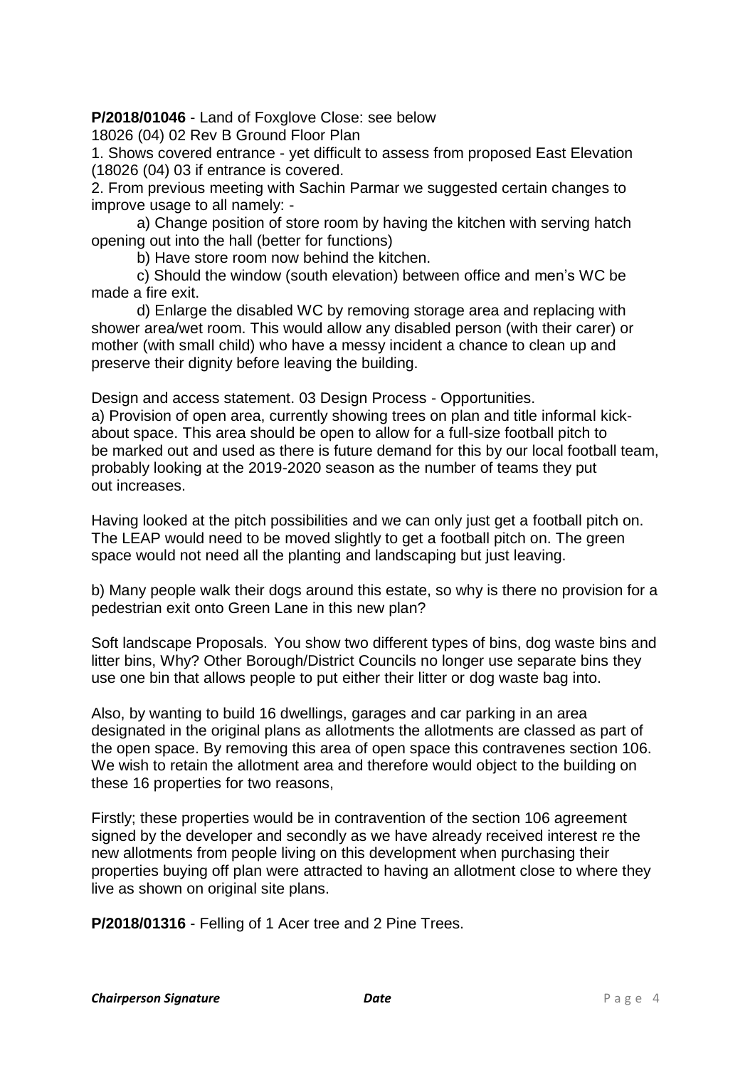**P/2018/01046** - Land of Foxglove Close: see below

18026 (04) 02 Rev B Ground Floor Plan

1. Shows covered entrance - yet difficult to assess from proposed East Elevation (18026 (04) 03 if entrance is covered.
2. From previous meeting with Sachin Parmar we suggested certain changes to improve usage to all namely: -

    a) Change position of store room by having the kitchen with serving hatch opening out into the hall (better for functions)

    b) Have store room now behind the kitchen.

    c) Should the window (south elevation) between office and men's WC be made a fire exit.

    d) Enlarge the disabled WC by removing storage area and replacing with shower area/wet room. This would allow any disabled person (with their carer) or mother (with small child) who have a messy incident a chance to clean up and preserve their dignity before leaving the building.

Design and access statement. 03 Design Process - Opportunities.

a) Provision of open area, currently showing trees on plan and title informal kick-about space. This area should be open to allow for a full-size football pitch to be marked out and used as there is future demand for this by our local football team, probably looking at the 2019-2020 season as the number of teams they put out increases.

Having looked at the pitch possibilities and we can only just get a football pitch on. The LEAP would need to be moved slightly to get a football pitch on. The green space would not need all the planting and landscaping but just leaving.

b) Many people walk their dogs around this estate, so why is there no provision for a pedestrian exit onto Green Lane in this new plan?

Soft landscape Proposals. You show two different types of bins, dog waste bins and litter bins, Why? Other Borough/District Councils no longer use separate bins they use one bin that allows people to put either their litter or dog waste bag into.

Also, by wanting to build 16 dwellings, garages and car parking in an area designated in the original plans as allotments the allotments are classed as part of the open space. By removing this area of open space this contravenes section 106. We wish to retain the allotment area and therefore would object to the building on these 16 properties for two reasons,

Firstly; these properties would be in contravention of the section 106 agreement signed by the developer and secondly as we have already received interest re the new allotments from people living on this development when purchasing their properties buying off plan were attracted to having an allotment close to where they live as shown on original site plans.

**P/2018/01316** - Felling of 1 Acer tree and 2 Pine Trees.

***Chairperson Signature*** ***Date***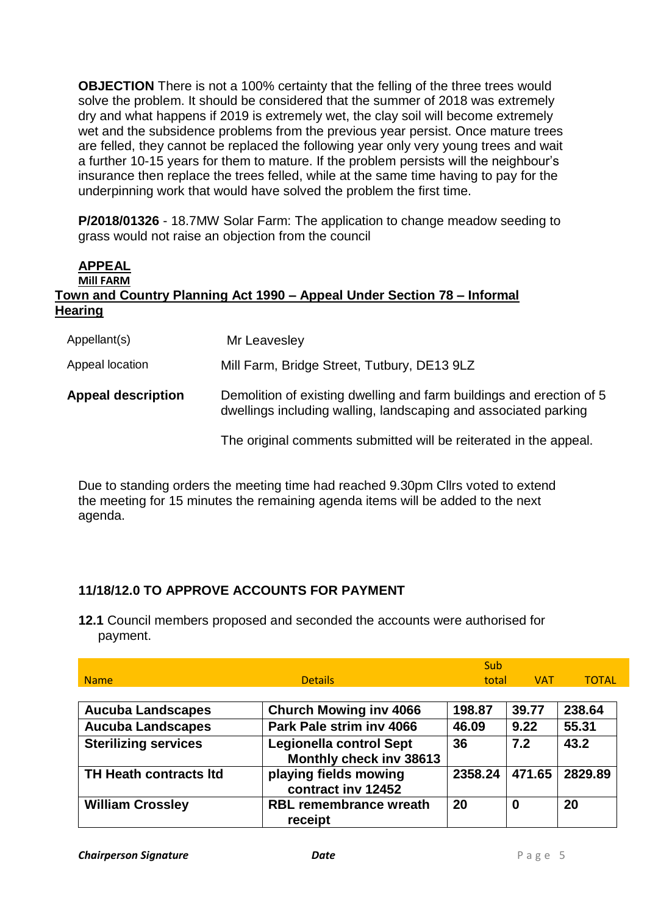**OBJECTION** There is not a 100% certainty that the felling of the three trees would solve the problem. It should be considered that the summer of 2018 was extremely dry and what happens if 2019 is extremely wet, the clay soil will become extremely wet and the subsidence problems from the previous year persist. Once mature trees are felled, they cannot be replaced the following year only very young trees and wait a further 10-15 years for them to mature. If the problem persists will the neighbour's insurance then replace the trees felled, while at the same time having to pay for the underpinning work that would have solved the problem the first time.

**P/2018/01326** - 18.7MW Solar Farm: The application to change meadow seeding to grass would not raise an objection from the council

**APPEAL**

**Mill FARM**

**Town and Country Planning Act 1990 – Appeal Under Section 78 – Informal Hearing**

| | |
|---|---|
| Appellant(s) | Mr Leavesley |
| Appeal location | Mill Farm, Bridge Street, Tutbury, DE13 9LZ |
| **Appeal description** | Demolition of existing dwelling and farm buildings and erection of 5 dwellings including walling, landscaping and associated parking |
| | The original comments submitted will be reiterated in the appeal. |

Due to standing orders the meeting time had reached 9.30pm Cllrs voted to extend the meeting for 15 minutes the remaining agenda items will be added to the next agenda.

**11/18/12.0 TO APPROVE ACCOUNTS FOR PAYMENT**

**12.1** Council members proposed and seconded the accounts were authorised for payment.

| Name | Details | Sub total | VAT | TOTAL |
|---|---|---|---|---|
| **Aucuba Landscapes** | **Church Mowing inv 4066** | **198.87** | **39.77** | **238.64** |
| **Aucuba Landscapes** | **Park Pale strim inv 4066** | **46.09** | **9.22** | **55.31** |
| **Sterilizing services** | **Legionella control Sept Monthly check inv 38613** | **36** | **7.2** | **43.2** |
| **TH Heath contracts ltd** | **playing fields mowing contract inv 12452** | **2358.24** | **471.65** | **2829.89** |
| **William Crossley** | **RBL remembrance wreath receipt** | **20** | **0** | **20** |

***Chairperson Signature*** ***Date***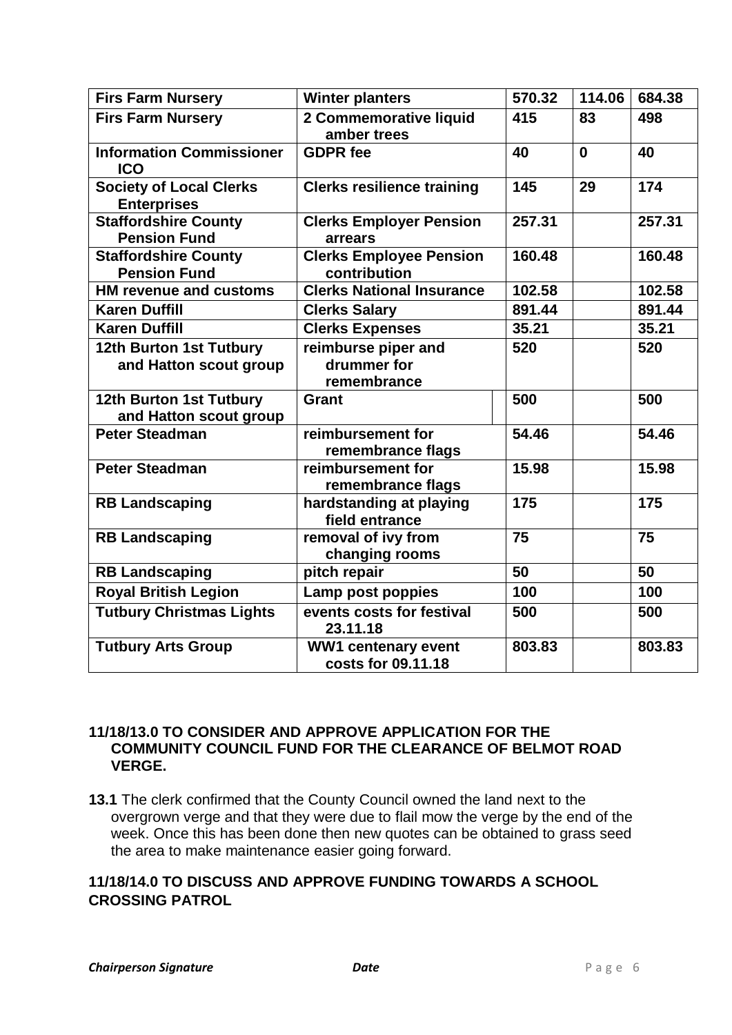| **Firs Farm Nursery** | **Winter planters** | **570.32** | **114.06** | **684.38** |
|---|---|---|---|---|
| **Firs Farm Nursery** | **2 Commemorative liquid amber trees** | **415** | **83** | **498** |
| **Information Commissioner ICO** | **GDPR fee** | **40** | **0** | **40** |
| **Society of Local Clerks Enterprises** | **Clerks resilience training** | **145** | **29** | **174** |
| **Staffordshire County Pension Fund** | **Clerks Employer Pension arrears** | **257.31** | | **257.31** |
| **Staffordshire County Pension Fund** | **Clerks Employee Pension contribution** | **160.48** | | **160.48** |
| **HM revenue and customs** | **Clerks National Insurance** | **102.58** | | **102.58** |
| **Karen Duffill** | **Clerks Salary** | **891.44** | | **891.44** |
| **Karen Duffill** | **Clerks Expenses** | **35.21** | | **35.21** |
| **12th Burton 1st Tutbury and Hatton scout group** | **reimburse piper and drummer for remembrance** | **520** | | **520** |
| **12th Burton 1st Tutbury and Hatton scout group** | **Grant** | **500** | | **500** |
| **Peter Steadman** | **reimbursement for remembrance flags** | **54.46** | | **54.46** |
| **Peter Steadman** | **reimbursement for remembrance flags** | **15.98** | | **15.98** |
| **RB Landscaping** | **hardstanding at playing field entrance** | **175** | | **175** |
| **RB Landscaping** | **removal of ivy from changing rooms** | **75** | | **75** |
| **RB Landscaping** | **pitch repair** | **50** | | **50** |
| **Royal British Legion** | **Lamp post poppies** | **100** | | **100** |
| **Tutbury Christmas Lights** | **events costs for festival 23.11.18** | **500** | | **500** |
| **Tutbury Arts Group** | **WW1 centenary event costs for 09.11.18** | **803.83** | | **803.83** |

**11/18/13.0 TO CONSIDER AND APPROVE APPLICATION FOR THE COMMUNITY COUNCIL FUND FOR THE CLEARANCE OF BELMOT ROAD VERGE.**

**13.1** The clerk confirmed that the County Council owned the land next to the overgrown verge and that they were due to flail mow the verge by the end of the week. Once this has been done then new quotes can be obtained to grass seed the area to make maintenance easier going forward.

**11/18/14.0 TO DISCUSS AND APPROVE FUNDING TOWARDS A SCHOOL CROSSING PATROL**

***Chairperson Signature*** ***Date***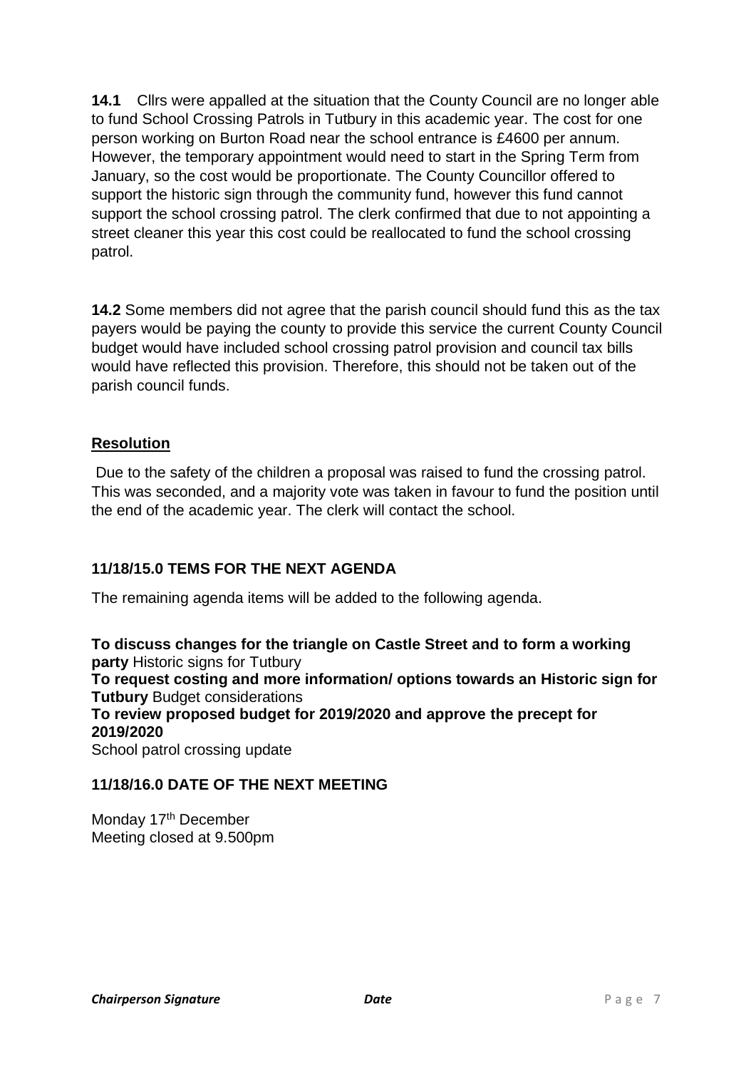**14.1** Cllrs were appalled at the situation that the County Council are no longer able to fund School Crossing Patrols in Tutbury in this academic year. The cost for one person working on Burton Road near the school entrance is £4600 per annum. However, the temporary appointment would need to start in the Spring Term from January, so the cost would be proportionate. The County Councillor offered to support the historic sign through the community fund, however this fund cannot support the school crossing patrol. The clerk confirmed that due to not appointing a street cleaner this year this cost could be reallocated to fund the school crossing patrol.

**14.2** Some members did not agree that the parish council should fund this as the tax payers would be paying the county to provide this service the current County Council budget would have included school crossing patrol provision and council tax bills would have reflected this provision. Therefore, this should not be taken out of the parish council funds.

**<u>Resolution</u>**

Due to the safety of the children a proposal was raised to fund the crossing patrol. This was seconded, and a majority vote was taken in favour to fund the position until the end of the academic year. The clerk will contact the school.

**11/18/15.0 TEMS FOR THE NEXT AGENDA**

The remaining agenda items will be added to the following agenda.

**To discuss changes for the triangle on Castle Street and to form a working party** Historic signs for Tutbury
**To request costing and more information/ options towards an Historic sign for Tutbury** Budget considerations
**To review proposed budget for 2019/2020 and approve the precept for 2019/2020**
School patrol crossing update

**11/18/16.0 DATE OF THE NEXT MEETING**

Monday 17th December
Meeting closed at 9.500pm

***Chairperson Signature*** ***Date***